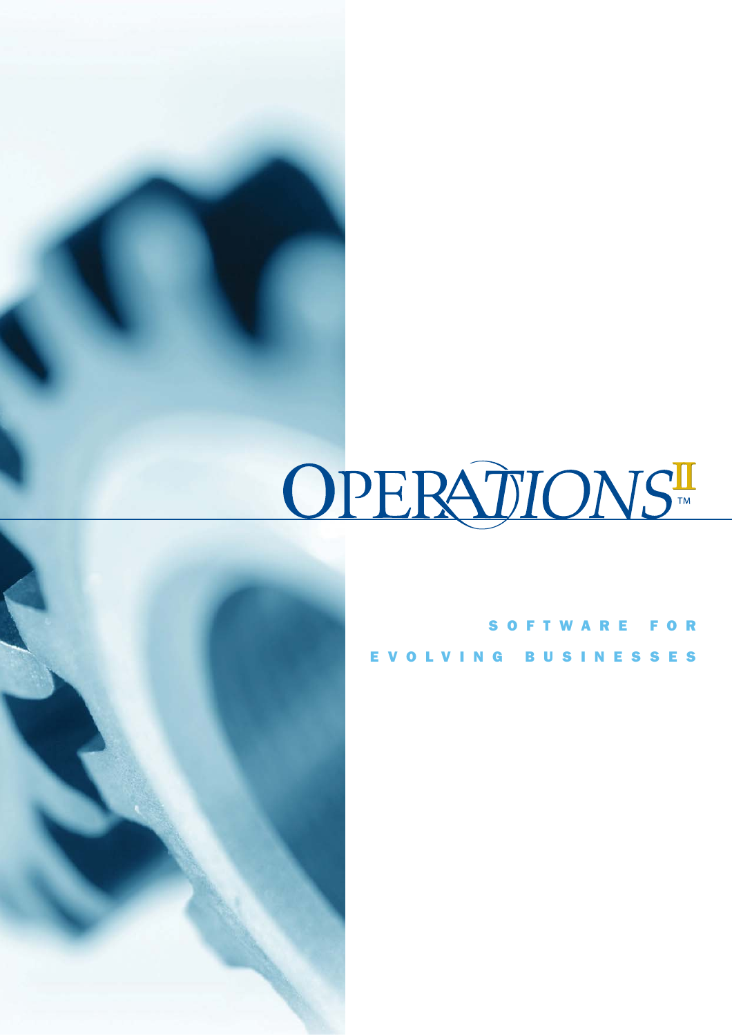# OPERATIONS II™

SOFTWARE FOR EVOLVING BUSINESSES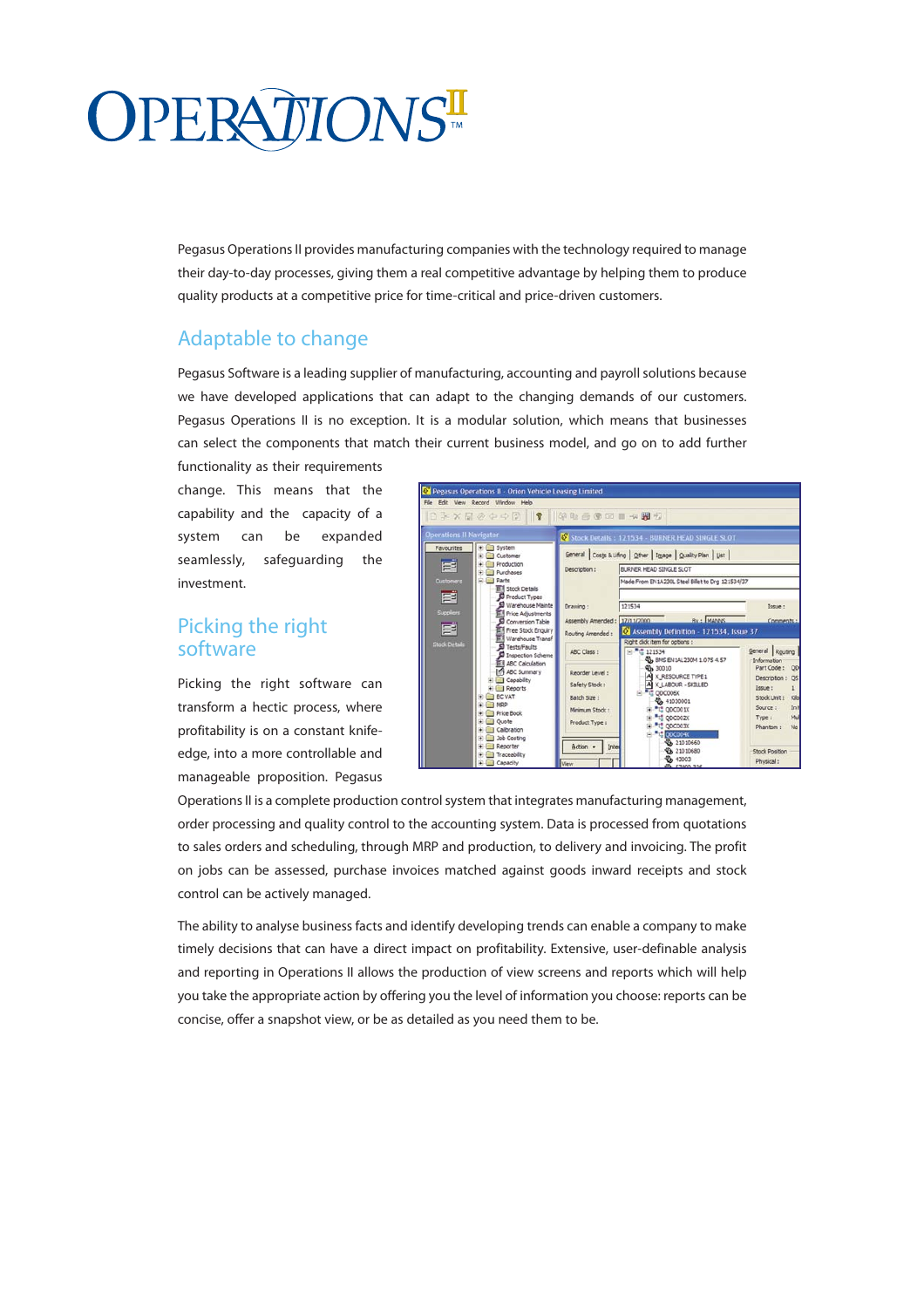# OPERATIONS II™

Pegasus Operations II provides manufacturing companies with the technology required to manage their day-to-day processes, giving them a real competitive advantage by helping them to produce quality products at a competitive price for time-critical and price-driven customers.

## Adaptable to change

Pegasus Software is a leading supplier of manufacturing, accounting and payroll solutions because we have developed applications that can adapt to the changing demands of our customers. Pegasus Operations II is no exception. It is a modular solution, which means that businesses can select the components that match their current business model, and go on to add further functionality as their requirements change. This means that the capability and the capacity of a system can be expanded seamlessly, safeguarding the investment.

## Picking the right software

Picking the right software can transform a hectic process, where profitability is on a constant knife-edge, into a more controllable and manageable proposition. Pegasus Operations II is a complete production control system that integrates manufacturing management, order processing and quality control to the accounting system. Data is processed from quotations to sales orders and scheduling, through MRP and production, to delivery and invoicing. The profit on jobs can be assessed, purchase invoices matched against goods inward receipts and stock control can be actively managed.

The ability to analyse business facts and identify developing trends can enable a company to make timely decisions that can have a direct impact on profitability. Extensive, user-definable analysis and reporting in Operations II allows the production of view screens and reports which will help you take the appropriate action by offering you the level of information you choose: reports can be concise, offer a snapshot view, or be as detailed as you need them to be.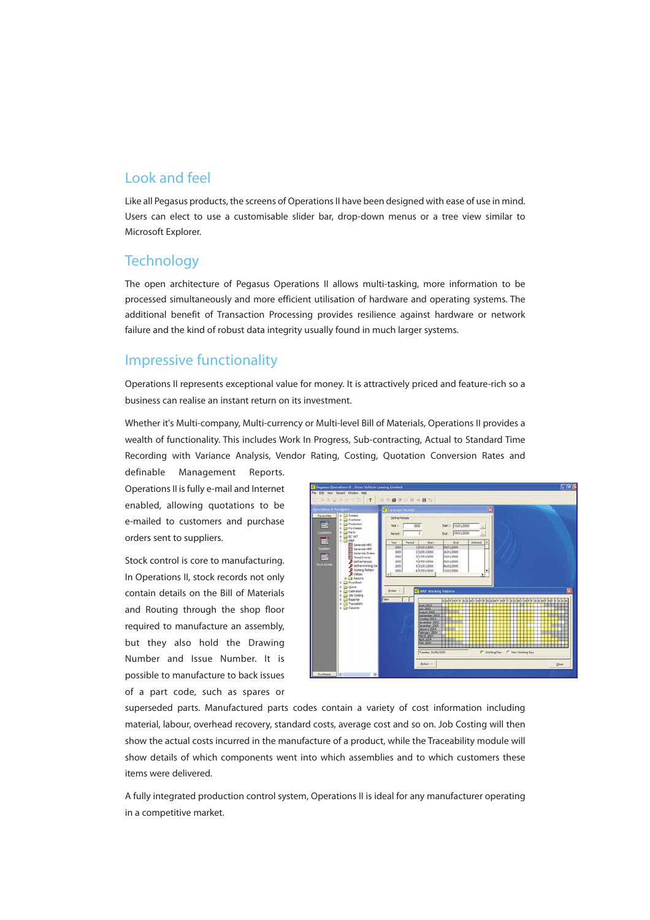## Look and feel

Like all Pegasus products, the screens of Operations II have been designed with ease of use in mind. Users can elect to use a customisable slider bar, drop-down menus or a tree view similar to Microsoft Explorer.

## Technology

The open architecture of Pegasus Operations II allows multi-tasking, more information to be processed simultaneously and more efficient utilisation of hardware and operating systems. The additional benefit of Transaction Processing provides resilience against hardware or network failure and the kind of robust data integrity usually found in much larger systems.

## Impressive functionality

Operations II represents exceptional value for money. It is attractively priced and feature-rich so a business can realise an instant return on its investment.

Whether it's Multi-company, Multi-currency or Multi-level Bill of Materials, Operations II provides a wealth of functionality. This includes Work In Progress, Sub-contracting, Actual to Standard Time Recording with Variance Analysis, Vendor Rating, Costing, Quotation Conversion Rates and definable Management Reports. Operations II is fully e-mail and Internet enabled, allowing quotations to be e-mailed to customers and purchase orders sent to suppliers.

Stock control is core to manufacturing. In Operations II, stock records not only contain details on the Bill of Materials and Routing through the shop floor required to manufacture an assembly, but they also hold the Drawing Number and Issue Number. It is possible to manufacture to back issues of a part code, such as spares or superseded parts. Manufactured parts codes contain a variety of cost information including material, labour, overhead recovery, standard costs, average cost and so on. Job Costing will then show the actual costs incurred in the manufacture of a product, while the Traceability module will show details of which components went into which assemblies and to which customers these items were delivered.

A fully integrated production control system, Operations II is ideal for any manufacturer operating in a competitive market.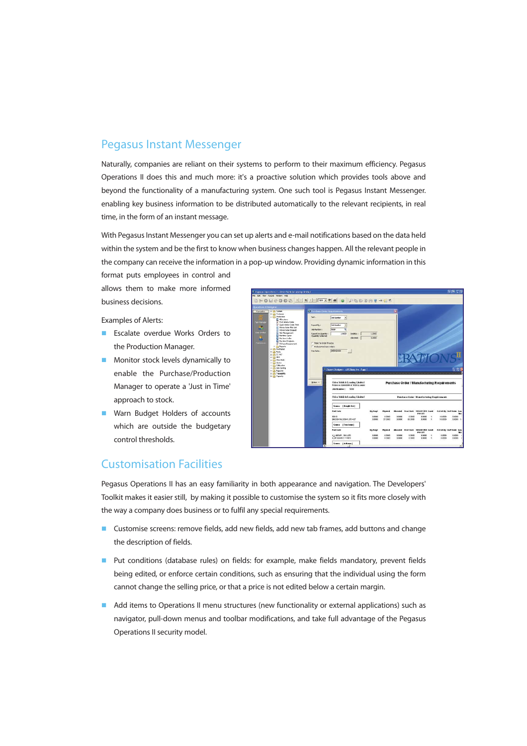## Pegasus Instant Messenger

Naturally, companies are reliant on their systems to perform to their maximum efficiency. Pegasus Operations II does this and much more: it's a proactive solution which provides tools above and beyond the functionality of a manufacturing system. One such tool is Pegasus Instant Messenger. enabling key business information to be distributed automatically to the relevant recipients, in real time, in the form of an instant message.

With Pegasus Instant Messenger you can set up alerts and e-mail notifications based on the data held within the system and be the first to know when business changes happen. All the relevant people in the company can receive the information in a pop-up window. Providing dynamic information in this format puts employees in control and allows them to make more informed business decisions.

Examples of Alerts:

- Escalate overdue Works Orders to the Production Manager.
- Monitor stock levels dynamically to enable the Purchase/Production Manager to operate a 'Just in Time' approach to stock.
- Warn Budget Holders of accounts which are outside the budgetary control thresholds.

## Customisation Facilities

Pegasus Operations II has an easy familiarity in both appearance and navigation. The Developers' Toolkit makes it easier still, by making it possible to customise the system so it fits more closely with the way a company does business or to fulfil any special requirements.

- Customise screens: remove fields, add new fields, add new tab frames, add buttons and change the description of fields.
- Put conditions (database rules) on fields: for example, make fields mandatory, prevent fields being edited, or enforce certain conditions, such as ensuring that the individual using the form cannot change the selling price, or that a price is not edited below a certain margin.
- Add items to Operations II menu structures (new functionality or external applications) such as navigator, pull-down menus and toolbar modifications, and take full advantage of the Pegasus Operations II security model.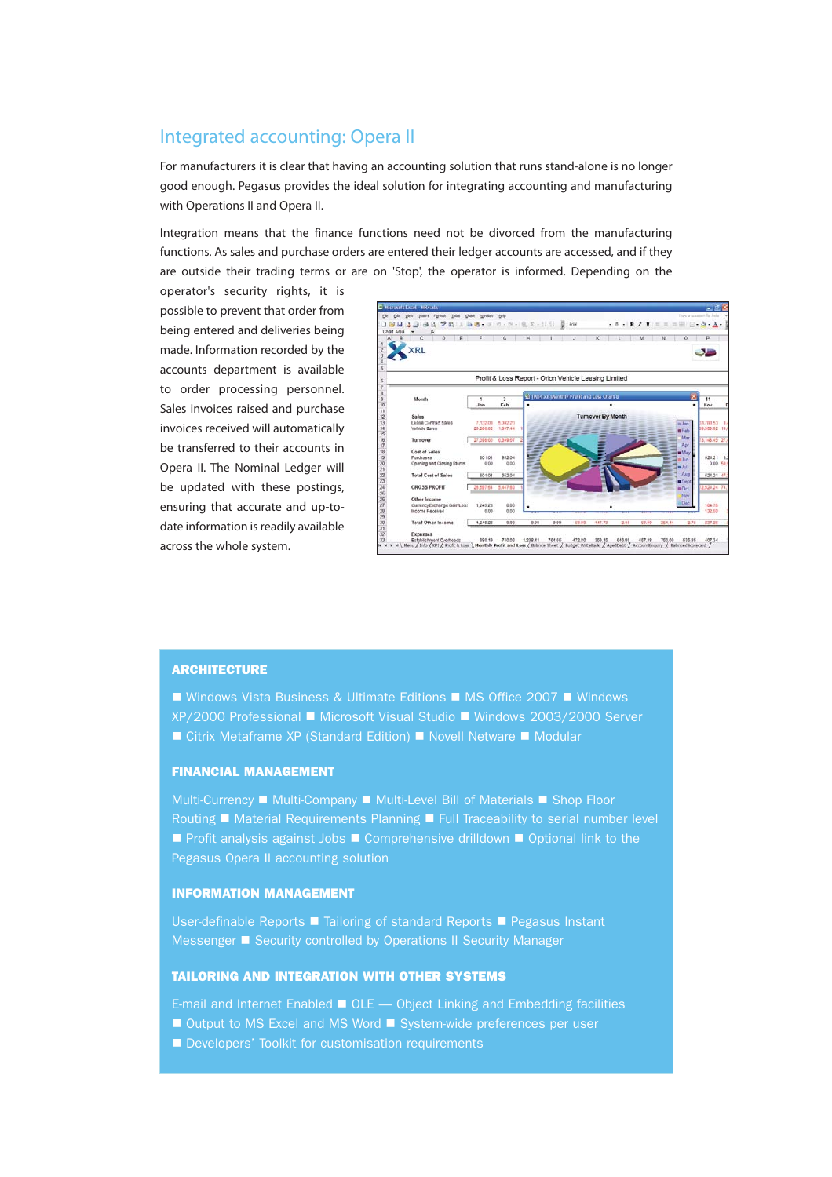## Integrated accounting: Opera II

For manufacturers it is clear that having an accounting solution that runs stand-alone is no longer good enough. Pegasus provides the ideal solution for integrating accounting and manufacturing with Operations II and Opera II.

Integration means that the finance functions need not be divorced from the manufacturing functions. As sales and purchase orders are entered their ledger accounts are accessed, and if they are outside their trading terms or are on 'Stop', the operator is informed. Depending on the operator's security rights, it is possible to prevent that order from being entered and deliveries being made. Information recorded by the accounts department is available to order processing personnel. Sales invoices raised and purchase invoices received will automatically be transferred to their accounts in Opera II. The Nominal Ledger will be updated with these postings, ensuring that accurate and up-to-date information is readily available across the whole system.

### ARCHITECTURE

■ Windows Vista Business & Ultimate Editions ■ MS Office 2007 ■ Windows XP/2000 Professional ■ Microsoft Visual Studio ■ Windows 2003/2000 Server ■ Citrix Metaframe XP (Standard Edition) ■ Novell Netware ■ Modular

### FINANCIAL MANAGEMENT

Multi-Currency ■ Multi-Company ■ Multi-Level Bill of Materials ■ Shop Floor Routing ■ Material Requirements Planning ■ Full Traceability to serial number level ■ Profit analysis against Jobs ■ Comprehensive drilldown ■ Optional link to the Pegasus Opera II accounting solution

### INFORMATION MANAGEMENT

User-definable Reports ■ Tailoring of standard Reports ■ Pegasus Instant Messenger ■ Security controlled by Operations II Security Manager

### TAILORING AND INTEGRATION WITH OTHER SYSTEMS

E-mail and Internet Enabled ■ OLE — Object Linking and Embedding facilities ■ Output to MS Excel and MS Word ■ System-wide preferences per user ■ Developers' Toolkit for customisation requirements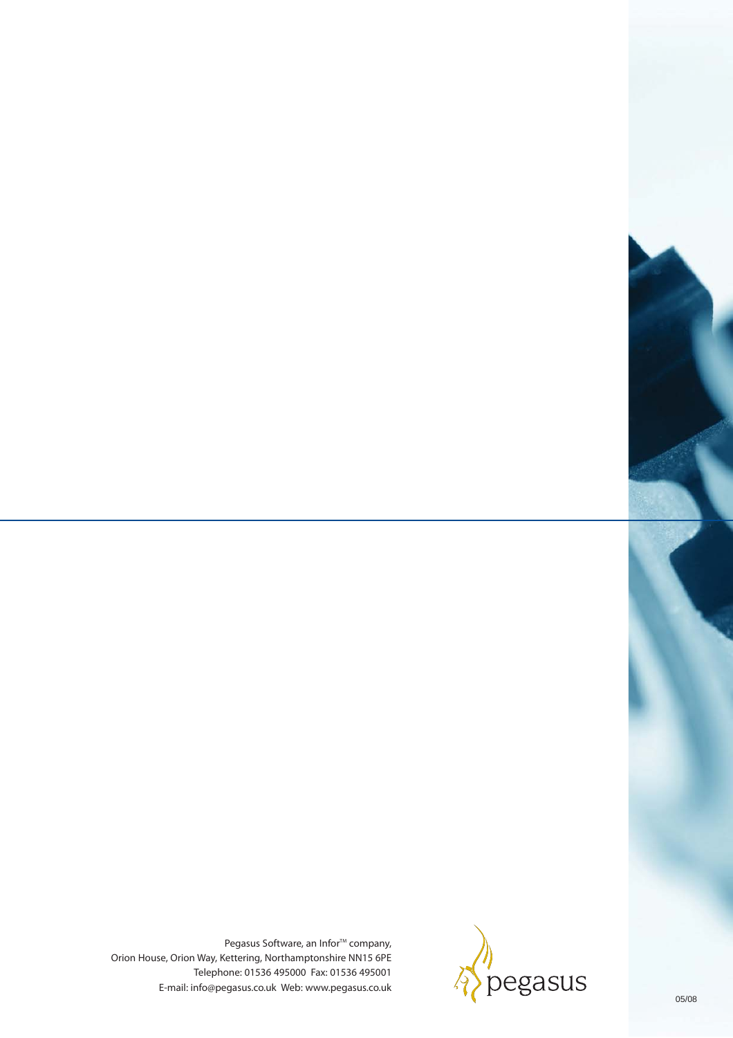Pegasus Software, an Infor™ company,
Orion House, Orion Way, Kettering, Northamptonshire NN15 6PE
Telephone: 01536 495000 Fax: 01536 495001
E-mail: info@pegasus.co.uk Web: www.pegasus.co.uk

pegasus

05/08